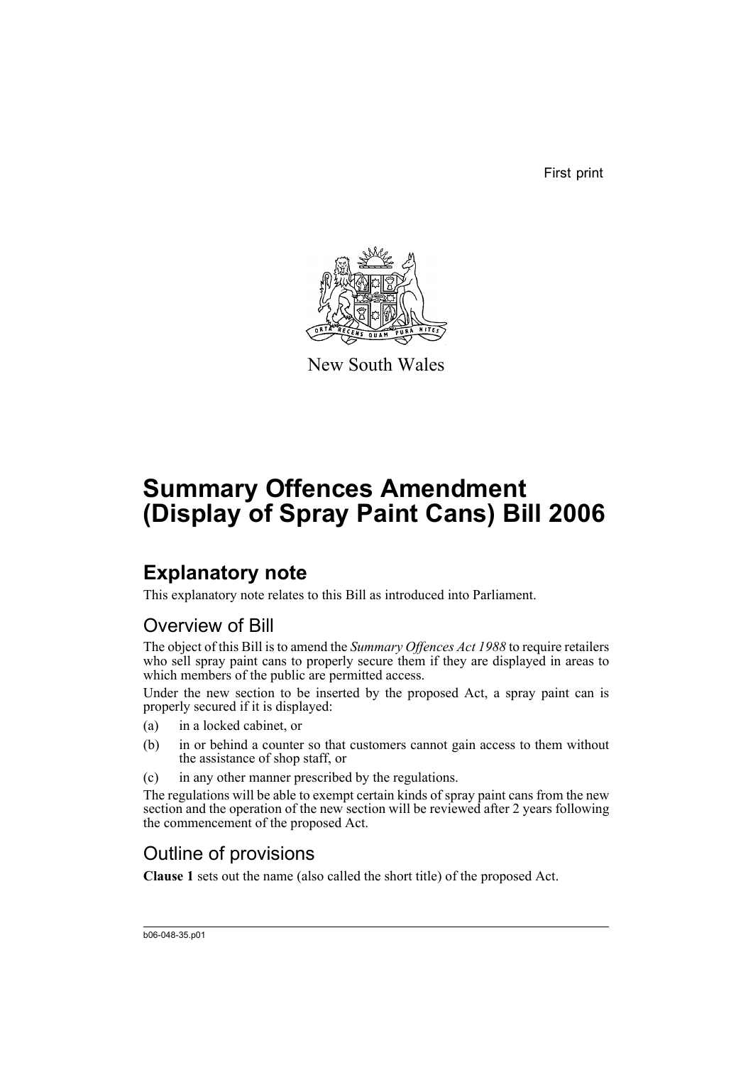First print

New South Wales

# Summary Offences Amendment (Display of Spray Paint Cans) Bill 2006

## Explanatory note

This explanatory note relates to this Bill as introduced into Parliament.

### Overview of Bill

The object of this Bill is to amend the *Summary Offences Act 1988* to require retailers who sell spray paint cans to properly secure them if they are displayed in areas to which members of the public are permitted access.

Under the new section to be inserted by the proposed Act, a spray paint can is properly secured if it is displayed:

(a) in a locked cabinet, or

(b) in or behind a counter so that customers cannot gain access to them without the assistance of shop staff, or

(c) in any other manner prescribed by the regulations.

The regulations will be able to exempt certain kinds of spray paint cans from the new section and the operation of the new section will be reviewed after 2 years following the commencement of the proposed Act.

### Outline of provisions

**Clause 1** sets out the name (also called the short title) of the proposed Act.

b06-048-35.p01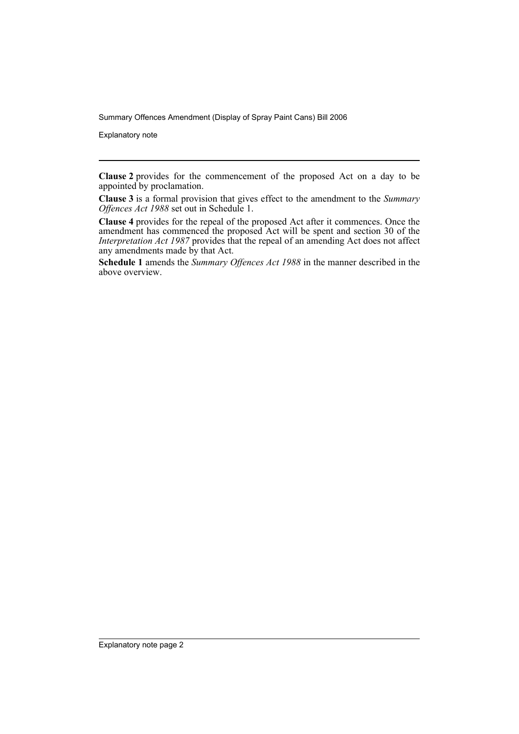**Clause 2** provides for the commencement of the proposed Act on a day to be appointed by proclamation.

**Clause 3** is a formal provision that gives effect to the amendment to the *Summary Offences Act 1988* set out in Schedule 1.

**Clause 4** provides for the repeal of the proposed Act after it commences. Once the amendment has commenced the proposed Act will be spent and section 30 of the *Interpretation Act 1987* provides that the repeal of an amending Act does not affect any amendments made by that Act.

**Schedule 1** amends the *Summary Offences Act 1988* in the manner described in the above overview.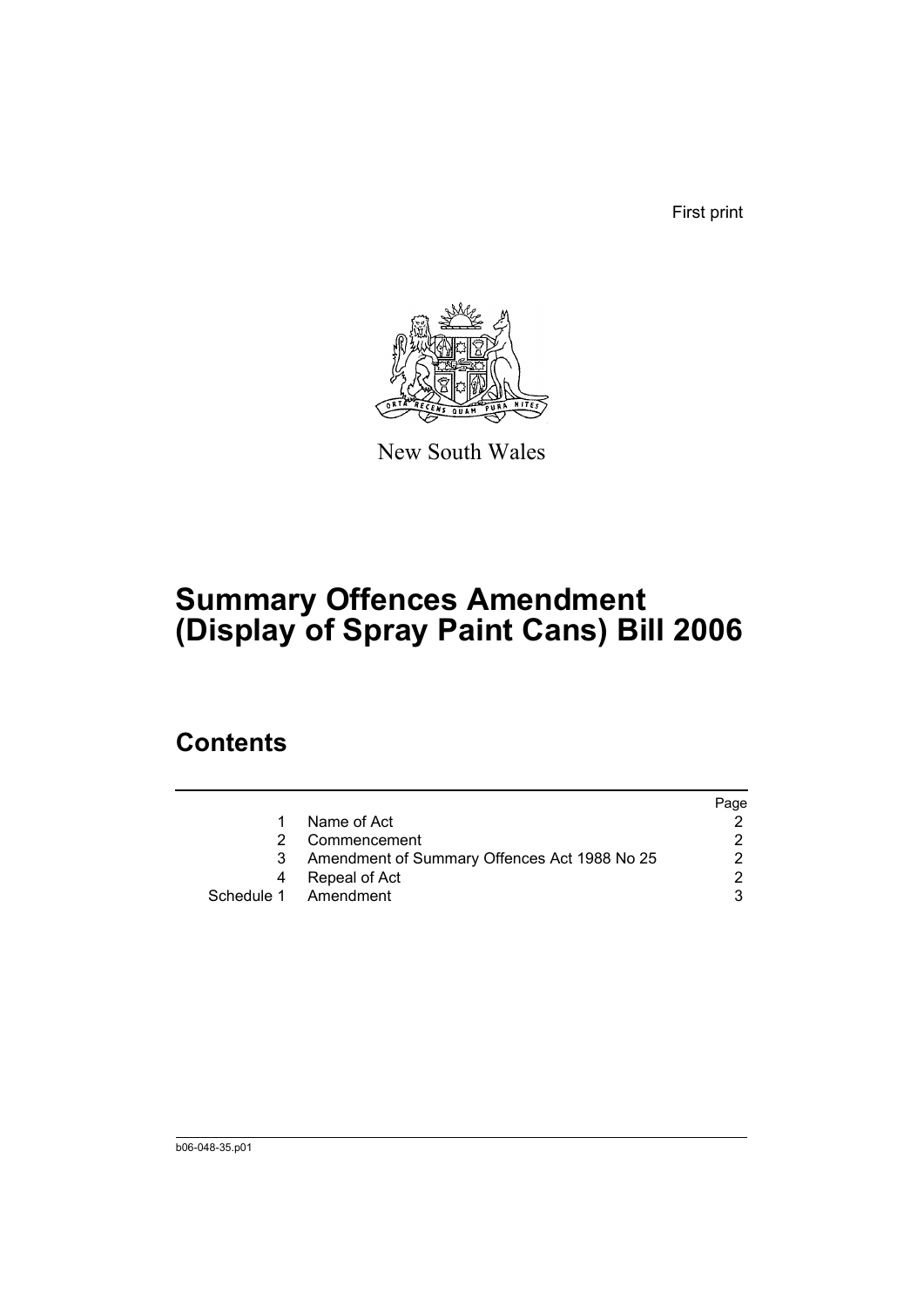First print

New South Wales

# Summary Offences Amendment (Display of Spray Paint Cans) Bill 2006

## Contents

| | | Page |
|---|---|---|
| 1 | Name of Act | 2 |
| 2 | Commencement | 2 |
| 3 | Amendment of Summary Offences Act 1988 No 25 | 2 |
| 4 | Repeal of Act | 2 |
| Schedule 1 | Amendment | 3 |

b06-048-35.p01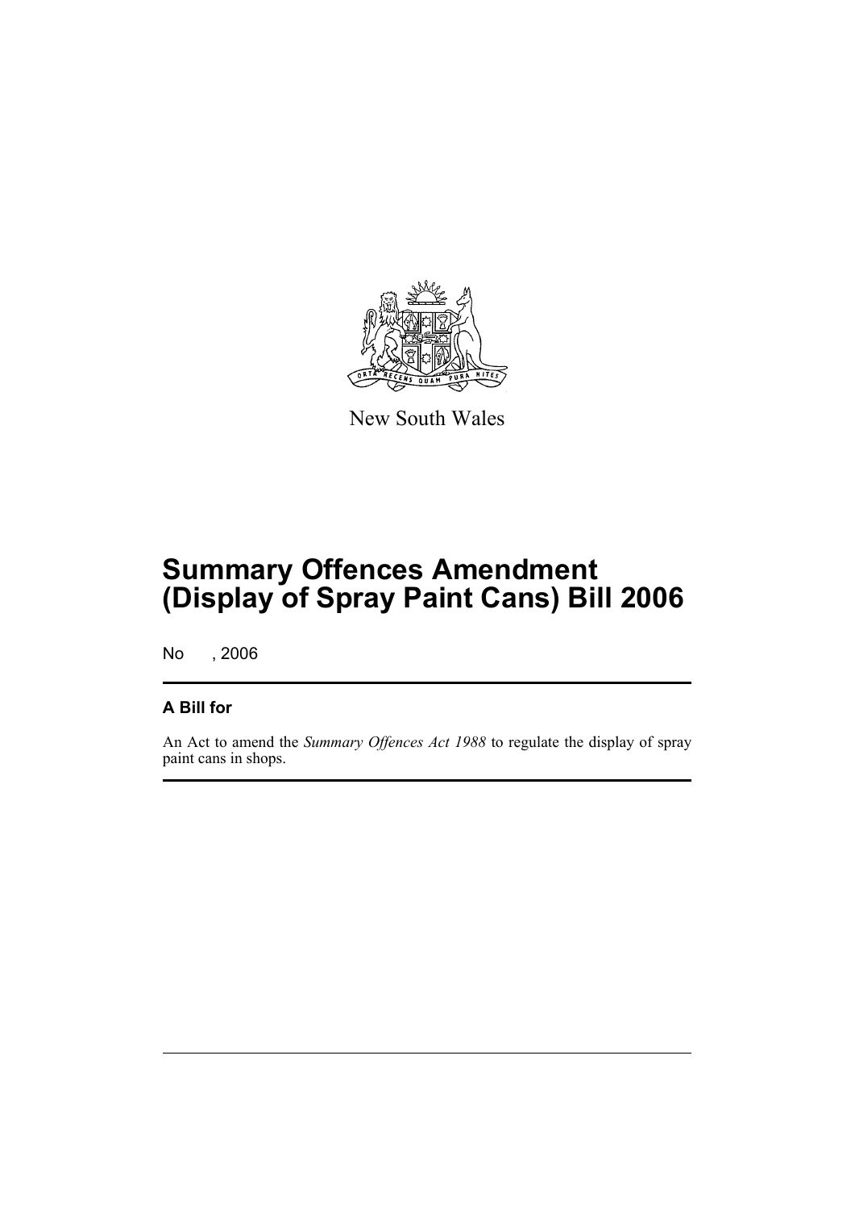New South Wales

# Summary Offences Amendment (Display of Spray Paint Cans) Bill 2006

No , 2006

## A Bill for

An Act to amend the *Summary Offences Act 1988* to regulate the display of spray paint cans in shops.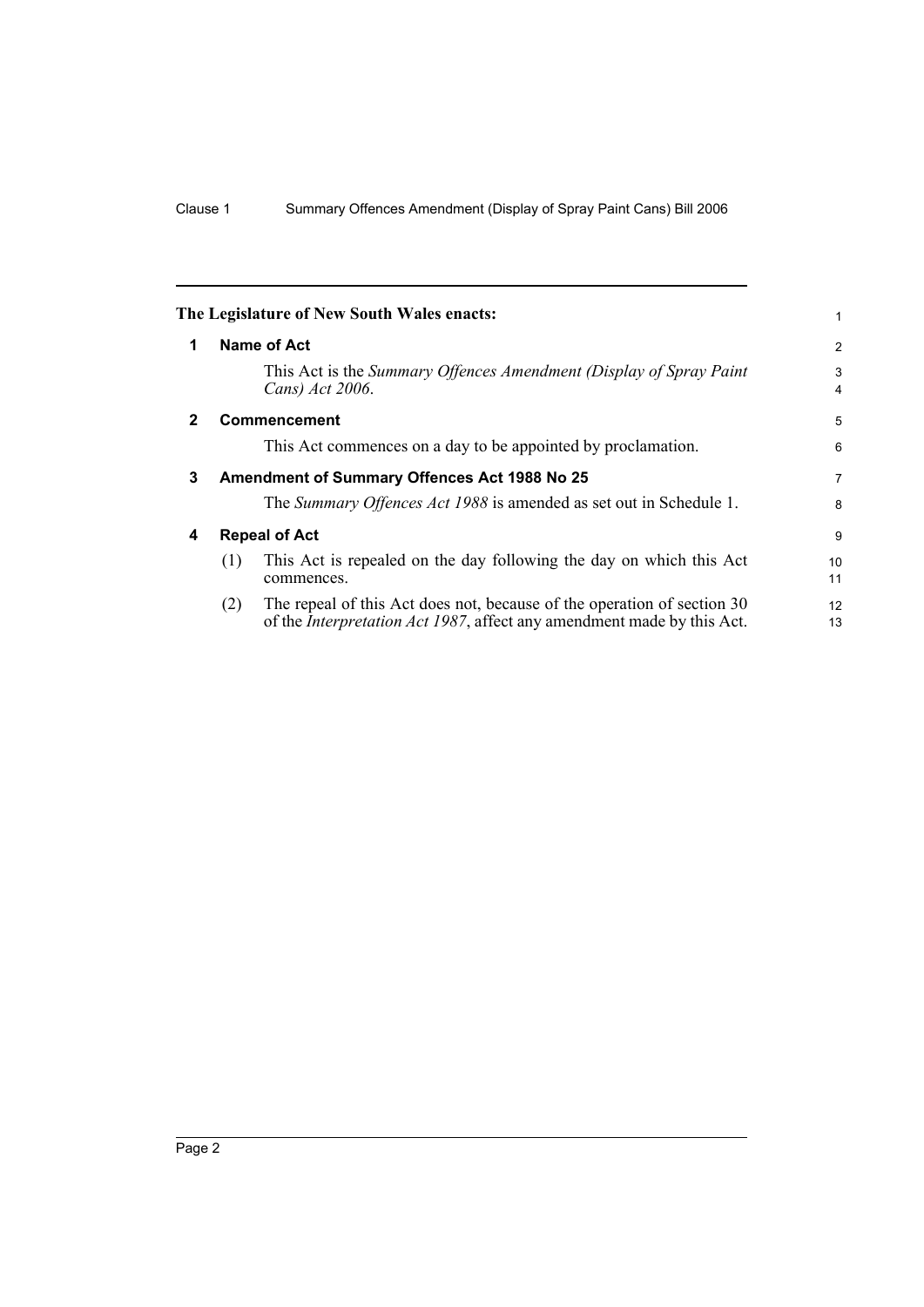**The Legislature of New South Wales enacts:**

## 1 Name of Act

This Act is the *Summary Offences Amendment (Display of Spray Paint Cans) Act 2006*.

## 2 Commencement

This Act commences on a day to be appointed by proclamation.

## 3 Amendment of Summary Offences Act 1988 No 25

The *Summary Offences Act 1988* is amended as set out in Schedule 1.

## 4 Repeal of Act

(1) This Act is repealed on the day following the day on which this Act commences.

(2) The repeal of this Act does not, because of the operation of section 30 of the *Interpretation Act 1987*, affect any amendment made by this Act.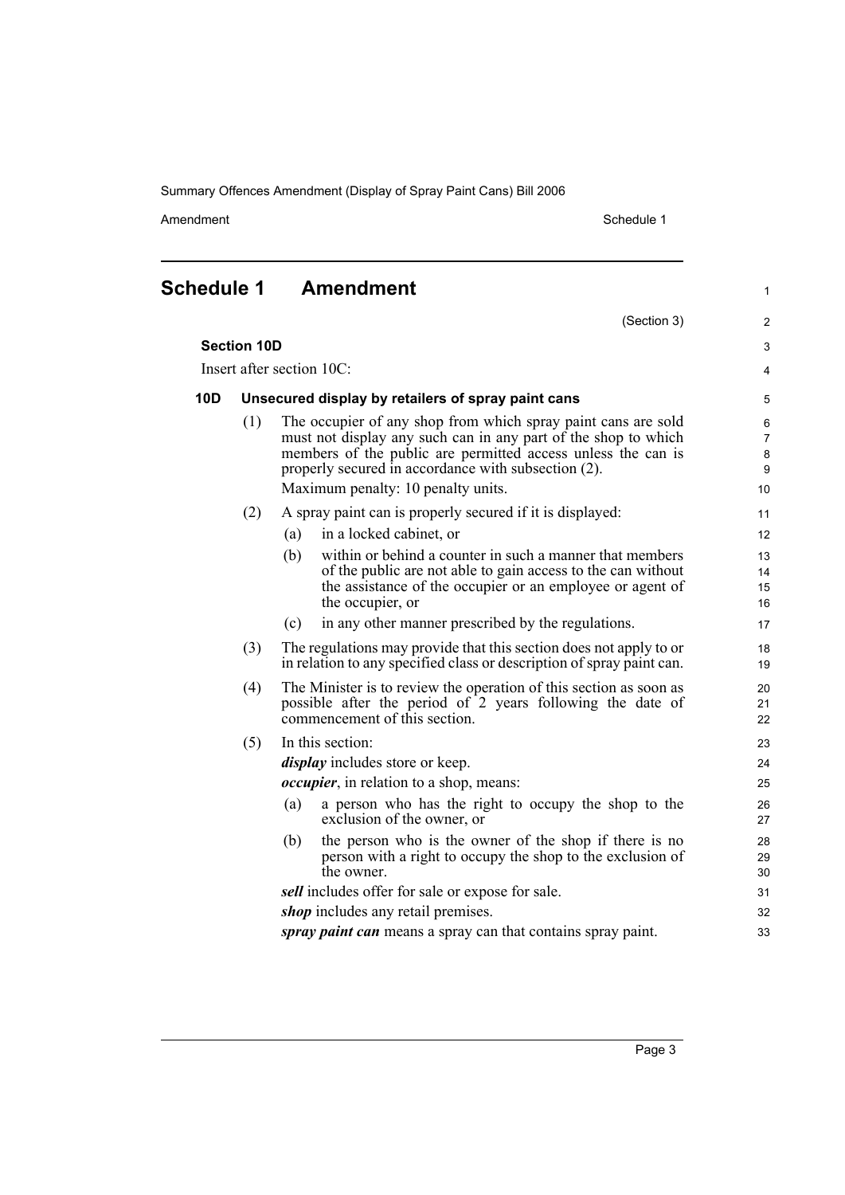# Schedule 1 Amendment

(Section 3)

**Section 10D**

Insert after section 10C:

### 10D Unsecured display by retailers of spray paint cans

(1) The occupier of any shop from which spray paint cans are sold must not display any such can in any part of the shop to which members of the public are permitted access unless the can is properly secured in accordance with subsection (2).

Maximum penalty: 10 penalty units.

(2) A spray paint can is properly secured if it is displayed:

(a) in a locked cabinet, or

(b) within or behind a counter in such a manner that members of the public are not able to gain access to the can without the assistance of the occupier or an employee or agent of the occupier, or

(c) in any other manner prescribed by the regulations.

(3) The regulations may provide that this section does not apply to or in relation to any specified class or description of spray paint can.

(4) The Minister is to review the operation of this section as soon as possible after the period of 2 years following the date of commencement of this section.

(5) In this section:

***display*** includes store or keep.

***occupier***, in relation to a shop, means:

(a) a person who has the right to occupy the shop to the exclusion of the owner, or

(b) the person who is the owner of the shop if there is no person with a right to occupy the shop to the exclusion of the owner.

***sell*** includes offer for sale or expose for sale.

***shop*** includes any retail premises.

***spray paint can*** means a spray can that contains spray paint.